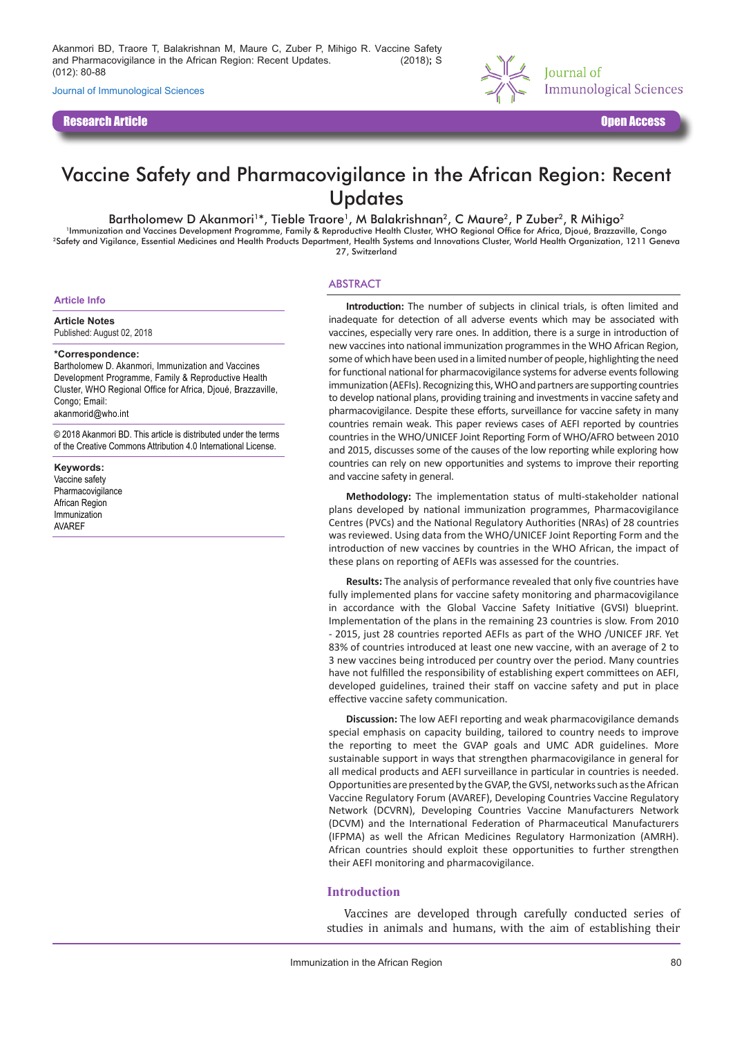Akanmori BD, Traore T, Balakrishnan M, Maure C, Zuber P, Mihigo R. Vaccine Safety and Pharmacovigilance in the African Region: Recent Updates. (2018); S (012): 80-88

Journal of Immunological Sciences

**Research Article** **Open Access**

# Vaccine Safety and Pharmacovigilance in the African Region: Recent Updates

Bartholomew D Akanmori[1]*, Tieble Traore[1], M Balakrishnan[2], C Maure[2], P Zuber[2], R Mihigo[2]

[1]Immunization and Vaccines Development Programme, Family & Reproductive Health Cluster, WHO Regional Office for Africa, Djoué, Brazzaville, Congo

[2]Safety and Vigilance, Essential Medicines and Health Products Department, Health Systems and Innovations Cluster, World Health Organization, 1211 Geneva 27, Switzerland

## Article Info

**Article Notes**

Published: August 02, 2018

**\*Correspondence:**

Bartholomew D. Akanmori, Immunization and Vaccines Development Programme, Family & Reproductive Health Cluster, WHO Regional Office for Africa, Djoué, Brazzaville, Congo; Email: akanmorid@who.int

© 2018 Akanmori BD. This article is distributed under the terms of the Creative Commons Attribution 4.0 International License.

**Keywords:**

Vaccine safety
Pharmacovigilance
African Region
Immunization
AVAREF

## ABSTRACT

**Introduction:** The number of subjects in clinical trials, is often limited and inadequate for detection of all adverse events which may be associated with vaccines, especially very rare ones. In addition, there is a surge in introduction of new vaccines into national immunization programmes in the WHO African Region, some of which have been used in a limited number of people, highlighting the need for functional national for pharmacovigilance systems for adverse events following immunization (AEFIs). Recognizing this, WHO and partners are supporting countries to develop national plans, providing training and investments in vaccine safety and pharmacovigilance. Despite these efforts, surveillance for vaccine safety in many countries remain weak. This paper reviews cases of AEFI reported by countries countries in the WHO/UNICEF Joint Reporting Form of WHO/AFRO between 2010 and 2015, discusses some of the causes of the low reporting while exploring how countries can rely on new opportunities and systems to improve their reporting and vaccine safety in general.

**Methodology:** The implementation status of multi-stakeholder national plans developed by national immunization programmes, Pharmacovigilance Centres (PVCs) and the National Regulatory Authorities (NRAs) of 28 countries was reviewed. Using data from the WHO/UNICEF Joint Reporting Form and the introduction of new vaccines by countries in the WHO African, the impact of these plans on reporting of AEFIs was assessed for the countries.

**Results:** The analysis of performance revealed that only five countries have fully implemented plans for vaccine safety monitoring and pharmacovigilance in accordance with the Global Vaccine Safety Initiative (GVSI) blueprint. Implementation of the plans in the remaining 23 countries is slow. From 2010 - 2015, just 28 countries reported AEFIs as part of the WHO /UNICEF JRF. Yet 83% of countries introduced at least one new vaccine, with an average of 2 to 3 new vaccines being introduced per country over the period. Many countries have not fulfilled the responsibility of establishing expert committees on AEFI, developed guidelines, trained their staff on vaccine safety and put in place effective vaccine safety communication.

**Discussion:** The low AEFI reporting and weak pharmacovigilance demands special emphasis on capacity building, tailored to country needs to improve the reporting to meet the GVAP goals and UMC ADR guidelines. More sustainable support in ways that strengthen pharmacovigilance in general for all medical products and AEFI surveillance in particular in countries is needed. Opportunities are presented by the GVAP, the GVSI, networks such as the African Vaccine Regulatory Forum (AVAREF), Developing Countries Vaccine Regulatory Network (DCVRN), Developing Countries Vaccine Manufacturers Network (DCVM) and the International Federation of Pharmaceutical Manufacturers (IFPMA) as well the African Medicines Regulatory Harmonization (AMRH). African countries should exploit these opportunities to further strengthen their AEFI monitoring and pharmacovigilance.

## Introduction

Vaccines are developed through carefully conducted series of studies in animals and humans, with the aim of establishing their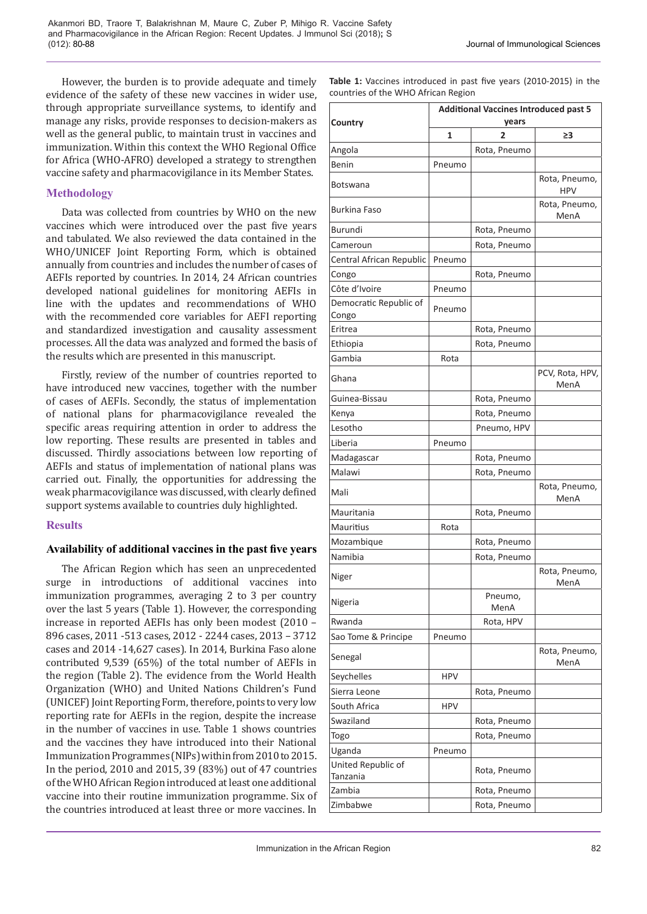However, the burden is to provide adequate and timely evidence of the safety of these new vaccines in wider use, through appropriate surveillance systems, to identify and manage any risks, provide responses to decision-makers as well as the general public, to maintain trust in vaccines and immunization. Within this context the WHO Regional Office for Africa (WHO-AFRO) developed a strategy to strengthen vaccine safety and pharmacovigilance in its Member States.

## Methodology

Data was collected from countries by WHO on the new vaccines which were introduced over the past five years and tabulated. We also reviewed the data contained in the WHO/UNICEF Joint Reporting Form, which is obtained annually from countries and includes the number of cases of AEFIs reported by countries. In 2014, 24 African countries developed national guidelines for monitoring AEFIs in line with the updates and recommendations of WHO with the recommended core variables for AEFI reporting and standardized investigation and causality assessment processes. All the data was analyzed and formed the basis of the results which are presented in this manuscript.

Firstly, review of the number of countries reported to have introduced new vaccines, together with the number of cases of AEFIs. Secondly, the status of implementation of national plans for pharmacovigilance revealed the specific areas requiring attention in order to address the low reporting. These results are presented in tables and discussed. Thirdly associations between low reporting of AEFIs and status of implementation of national plans was carried out. Finally, the opportunities for addressing the weak pharmacovigilance was discussed, with clearly defined support systems available to countries duly highlighted.

## Results

### Availability of additional vaccines in the past five years

The African Region which has seen an unprecedented surge in introductions of additional vaccines into immunization programmes, averaging 2 to 3 per country over the last 5 years (Table 1). However, the corresponding increase in reported AEFIs has only been modest (2010 – 896 cases, 2011 -513 cases, 2012 - 2244 cases, 2013 – 3712 cases and 2014 -14,627 cases). In 2014, Burkina Faso alone contributed 9,539 (65%) of the total number of AEFIs in the region (Table 2). The evidence from the World Health Organization (WHO) and United Nations Children's Fund (UNICEF) Joint Reporting Form, therefore, points to very low reporting rate for AEFIs in the region, despite the increase in the number of vaccines in use. Table 1 shows countries and the vaccines they have introduced into their National Immunization Programmes (NIPs) within from 2010 to 2015. In the period, 2010 and 2015, 39 (83%) out of 47 countries of the WHO African Region introduced at least one additional vaccine into their routine immunization programme. Six of the countries introduced at least three or more vaccines. In

**Table 1:** Vaccines introduced in past five years (2010-2015) in the countries of the WHO African Region

| Country | Additional Vaccines Introduced past 5 years | | |
|---|---|---|---|
| | 1 | 2 | ≥3 |
| Angola | | Rota, Pneumo | |
| Benin | Pneumo | | |
| Botswana | | | Rota, Pneumo, HPV |
| Burkina Faso | | | Rota, Pneumo, MenA |
| Burundi | | Rota, Pneumo | |
| Cameroun | | Rota, Pneumo | |
| Central African Republic | Pneumo | | |
| Congo | | Rota, Pneumo | |
| Côte d'Ivoire | Pneumo | | |
| Democratic Republic of Congo | Pneumo | | |
| Eritrea | | Rota, Pneumo | |
| Ethiopia | | Rota, Pneumo | |
| Gambia | Rota | | |
| Ghana | | | PCV, Rota, HPV, MenA |
| Guinea-Bissau | | Rota, Pneumo | |
| Kenya | | Rota, Pneumo | |
| Lesotho | | Pneumo, HPV | |
| Liberia | Pneumo | | |
| Madagascar | | Rota, Pneumo | |
| Malawi | | Rota, Pneumo | |
| Mali | | | Rota, Pneumo, MenA |
| Mauritania | | Rota, Pneumo | |
| Mauritius | Rota | | |
| Mozambique | | Rota, Pneumo | |
| Namibia | | Rota, Pneumo | |
| Niger | | | Rota, Pneumo, MenA |
| Nigeria | | Pneumo, MenA | |
| Rwanda | | Rota, HPV | |
| Sao Tome & Principe | Pneumo | | |
| Senegal | | | Rota, Pneumo, MenA |
| Seychelles | HPV | | |
| Sierra Leone | | Rota, Pneumo | |
| South Africa | HPV | | |
| Swaziland | | Rota, Pneumo | |
| Togo | | Rota, Pneumo | |
| Uganda | Pneumo | | |
| United Republic of Tanzania | | Rota, Pneumo | |
| Zambia | | Rota, Pneumo | |
| Zimbabwe | | Rota, Pneumo | |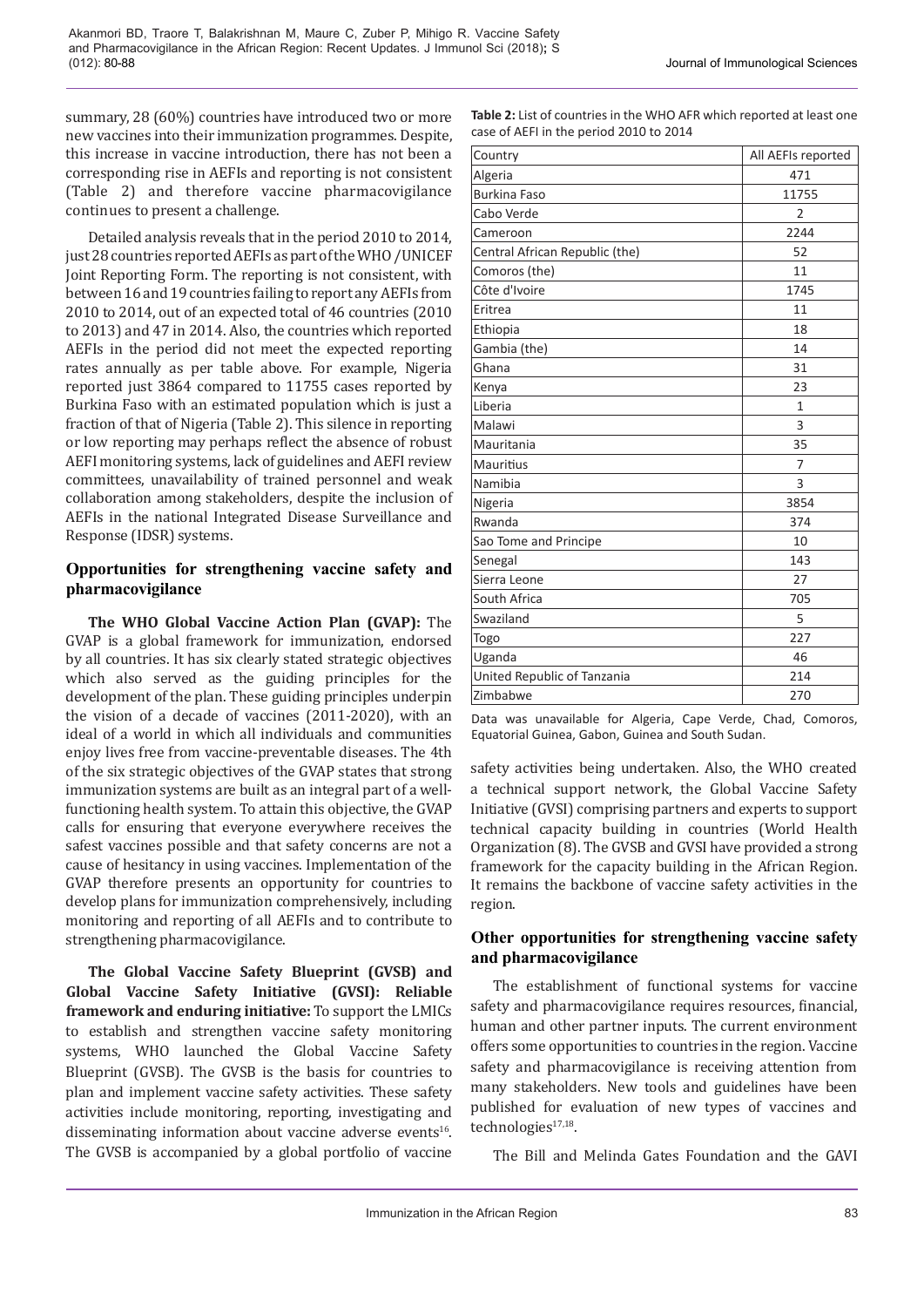summary, 28 (60%) countries have introduced two or more new vaccines into their immunization programmes. Despite, this increase in vaccine introduction, there has not been a corresponding rise in AEFIs and reporting is not consistent (Table 2) and therefore vaccine pharmacovigilance continues to present a challenge.

Detailed analysis reveals that in the period 2010 to 2014, just 28 countries reported AEFIs as part of the WHO /UNICEF Joint Reporting Form. The reporting is not consistent, with between 16 and 19 countries failing to report any AEFIs from 2010 to 2014, out of an expected total of 46 countries (2010 to 2013) and 47 in 2014. Also, the countries which reported AEFIs in the period did not meet the expected reporting rates annually as per table above. For example, Nigeria reported just 3864 compared to 11755 cases reported by Burkina Faso with an estimated population which is just a fraction of that of Nigeria (Table 2). This silence in reporting or low reporting may perhaps reflect the absence of robust AEFI monitoring systems, lack of guidelines and AEFI review committees, unavailability of trained personnel and weak collaboration among stakeholders, despite the inclusion of AEFIs in the national Integrated Disease Surveillance and Response (IDSR) systems.

**Table 2:** List of countries in the WHO AFR which reported at least one case of AEFI in the period 2010 to 2014

| Country | All AEFIs reported |
|---|---|
| Algeria | 471 |
| Burkina Faso | 11755 |
| Cabo Verde | 2 |
| Cameroon | 2244 |
| Central African Republic (the) | 52 |
| Comoros (the) | 11 |
| Côte d'Ivoire | 1745 |
| Eritrea | 11 |
| Ethiopia | 18 |
| Gambia (the) | 14 |
| Ghana | 31 |
| Kenya | 23 |
| Liberia | 1 |
| Malawi | 3 |
| Mauritania | 35 |
| Mauritius | 7 |
| Namibia | 3 |
| Nigeria | 3854 |
| Rwanda | 374 |
| Sao Tome and Principe | 10 |
| Senegal | 143 |
| Sierra Leone | 27 |
| South Africa | 705 |
| Swaziland | 5 |
| Togo | 227 |
| Uganda | 46 |
| United Republic of Tanzania | 214 |
| Zimbabwe | 270 |

Data was unavailable for Algeria, Cape Verde, Chad, Comoros, Equatorial Guinea, Gabon, Guinea and South Sudan.

## Opportunities for strengthening vaccine safety and pharmacovigilance

**The WHO Global Vaccine Action Plan (GVAP):** The GVAP is a global framework for immunization, endorsed by all countries. It has six clearly stated strategic objectives which also served as the guiding principles for the development of the plan. These guiding principles underpin the vision of a decade of vaccines (2011-2020), with an ideal of a world in which all individuals and communities enjoy lives free from vaccine-preventable diseases. The 4th of the six strategic objectives of the GVAP states that strong immunization systems are built as an integral part of a well-functioning health system. To attain this objective, the GVAP calls for ensuring that everyone everywhere receives the safest vaccines possible and that safety concerns are not a cause of hesitancy in using vaccines. Implementation of the GVAP therefore presents an opportunity for countries to develop plans for immunization comprehensively, including monitoring and reporting of all AEFIs and to contribute to strengthening pharmacovigilance.

**The Global Vaccine Safety Blueprint (GVSB) and Global Vaccine Safety Initiative (GVSI): Reliable framework and enduring initiative:** To support the LMICs to establish and strengthen vaccine safety monitoring systems, WHO launched the Global Vaccine Safety Blueprint (GVSB). The GVSB is the basis for countries to plan and implement vaccine safety activities. These safety activities include monitoring, reporting, investigating and disseminating information about vaccine adverse events[16]. The GVSB is accompanied by a global portfolio of vaccine safety activities being undertaken. Also, the WHO created a technical support network, the Global Vaccine Safety Initiative (GVSI) comprising partners and experts to support technical capacity building in countries (World Health Organization (8). The GVSB and GVSI have provided a strong framework for the capacity building in the African Region. It remains the backbone of vaccine safety activities in the region.

## Other opportunities for strengthening vaccine safety and pharmacovigilance

The establishment of functional systems for vaccine safety and pharmacovigilance requires resources, financial, human and other partner inputs. The current environment offers some opportunities to countries in the region. Vaccine safety and pharmacovigilance is receiving attention from many stakeholders. New tools and guidelines have been published for evaluation of new types of vaccines and technologies[17,18].

The Bill and Melinda Gates Foundation and the GAVI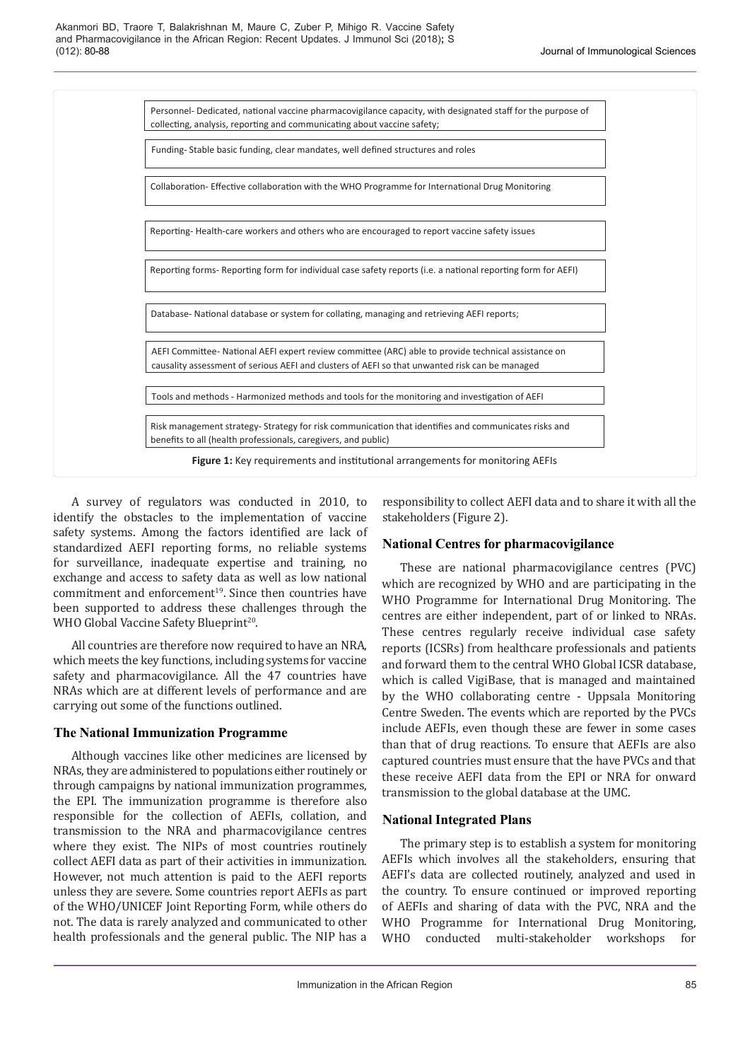Personnel- Dedicated, national vaccine pharmacovigilance capacity, with designated staff for the purpose of collecting, analysis, reporting and communicating about vaccine safety;

Funding- Stable basic funding, clear mandates, well defined structures and roles

Collaboration- Effective collaboration with the WHO Programme for International Drug Monitoring

Reporting- Health-care workers and others who are encouraged to report vaccine safety issues

Reporting forms- Reporting form for individual case safety reports (i.e. a national reporting form for AEFI)

Database- National database or system for collating, managing and retrieving AEFI reports;

AEFI Committee- National AEFI expert review committee (ARC) able to provide technical assistance on causality assessment of serious AEFI and clusters of AEFI so that unwanted risk can be managed

Tools and methods - Harmonized methods and tools for the monitoring and investigation of AEFI

Risk management strategy- Strategy for risk communication that identifies and communicates risks and benefits to all (health professionals, caregivers, and public)

**Figure 1:** Key requirements and institutional arrangements for monitoring AEFIs

A survey of regulators was conducted in 2010, to identify the obstacles to the implementation of vaccine safety systems. Among the factors identified are lack of standardized AEFI reporting forms, no reliable systems for surveillance, inadequate expertise and training, no exchange and access to safety data as well as low national commitment and enforcement[19]. Since then countries have been supported to address these challenges through the WHO Global Vaccine Safety Blueprint[20].

All countries are therefore now required to have an NRA, which meets the key functions, including systems for vaccine safety and pharmacovigilance. All the 47 countries have NRAs which are at different levels of performance and are carrying out some of the functions outlined.

## The National Immunization Programme

Although vaccines like other medicines are licensed by NRAs, they are administered to populations either routinely or through campaigns by national immunization programmes, the EPI. The immunization programme is therefore also responsible for the collection of AEFIs, collation, and transmission to the NRA and pharmacovigilance centres where they exist. The NIPs of most countries routinely collect AEFI data as part of their activities in immunization. However, not much attention is paid to the AEFI reports unless they are severe. Some countries report AEFIs as part of the WHO/UNICEF Joint Reporting Form, while others do not. The data is rarely analyzed and communicated to other health professionals and the general public. The NIP has a responsibility to collect AEFI data and to share it with all the stakeholders (Figure 2).

## National Centres for pharmacovigilance

These are national pharmacovigilance centres (PVC) which are recognized by WHO and are participating in the WHO Programme for International Drug Monitoring. The centres are either independent, part of or linked to NRAs. These centres regularly receive individual case safety reports (ICSRs) from healthcare professionals and patients and forward them to the central WHO Global ICSR database, which is called VigiBase, that is managed and maintained by the WHO collaborating centre - Uppsala Monitoring Centre Sweden. The events which are reported by the PVCs include AEFIs, even though these are fewer in some cases than that of drug reactions. To ensure that AEFIs are also captured countries must ensure that the have PVCs and that these receive AEFI data from the EPI or NRA for onward transmission to the global database at the UMC.

## National Integrated Plans

The primary step is to establish a system for monitoring AEFIs which involves all the stakeholders, ensuring that AEFI's data are collected routinely, analyzed and used in the country. To ensure continued or improved reporting of AEFIs and sharing of data with the PVC, NRA and the WHO Programme for International Drug Monitoring, WHO conducted multi-stakeholder workshops for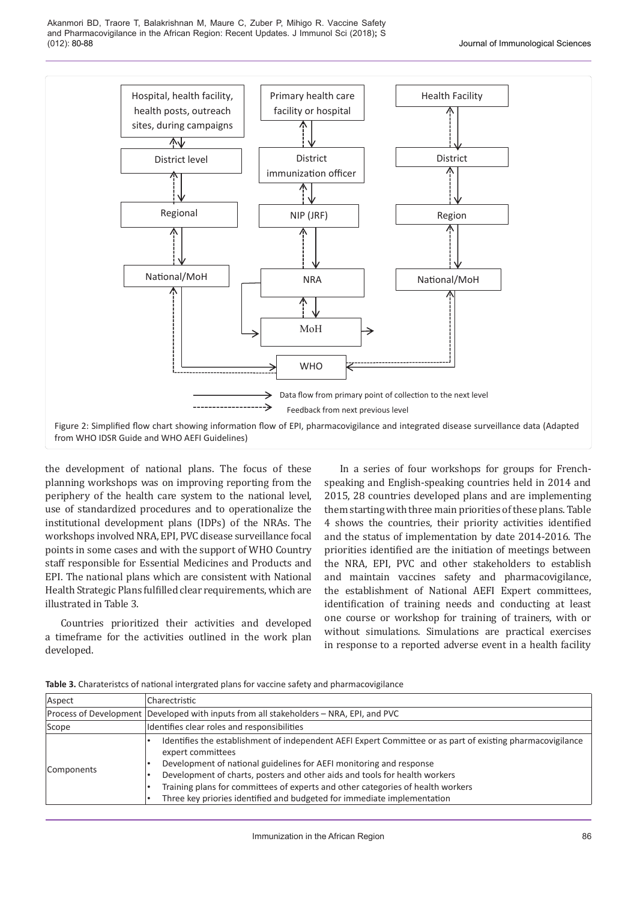Figure 2: Simplified flow chart showing information flow of EPI, pharmacovigilance and integrated disease surveillance data (Adapted from WHO IDSR Guide and WHO AEFI Guidelines)

the development of national plans. The focus of these planning workshops was on improving reporting from the periphery of the health care system to the national level, use of standardized procedures and to operationalize the institutional development plans (IDPs) of the NRAs. The workshops involved NRA, EPI, PVC disease surveillance focal points in some cases and with the support of WHO Country staff responsible for Essential Medicines and Products and EPI. The national plans which are consistent with National Health Strategic Plans fulfilled clear requirements, which are illustrated in Table 3.

Countries prioritized their activities and developed a timeframe for the activities outlined in the work plan developed.

In a series of four workshops for groups for French-speaking and English-speaking countries held in 2014 and 2015, 28 countries developed plans and are implementing them starting with three main priorities of these plans. Table 4 shows the countries, their priority activities identified and the status of implementation by date 2014-2016. The priorities identified are the initiation of meetings between the NRA, EPI, PVC and other stakeholders to establish and maintain vaccines safety and pharmacovigilance, the establishment of National AEFI Expert committees, identification of training needs and conducting at least one course or workshop for training of trainers, with or without simulations. Simulations are practical exercises in response to a reported adverse event in a health facility

**Table 3.** Charateristcs of national intergrated plans for vaccine safety and pharmacovigilance

| Aspect | Charectristic |
|---|---|
| Process of Development | Developed with inputs from all stakeholders – NRA, EPI, and PVC |
| Scope | Identifies clear roles and responsibilities |
| Components | • Identifies the establishment of independent AEFI Expert Committee or as part of existing pharmacovigilance expert committees<br>• Development of national guidelines for AEFI monitoring and response<br>• Development of charts, posters and other aids and tools for health workers<br>• Training plans for committees of experts and other categories of health workers<br>• Three key priories identified and budgeted for immediate implementation |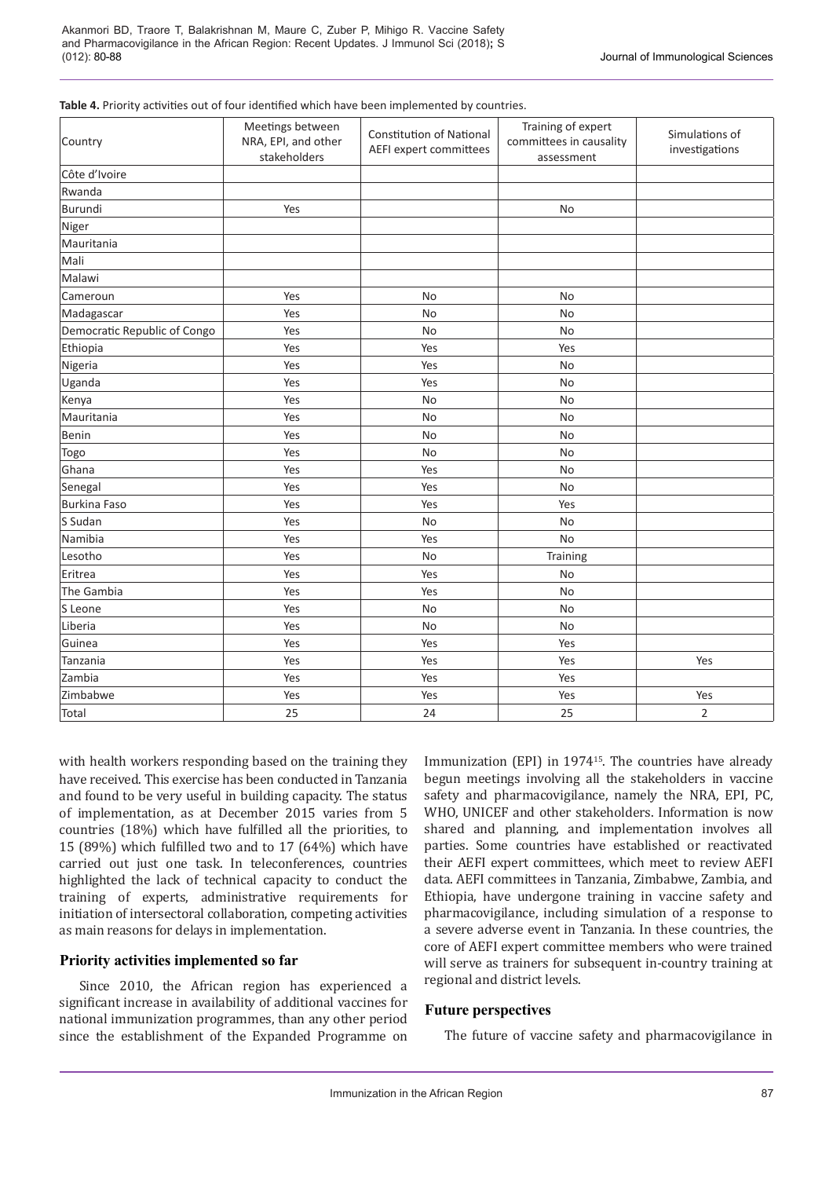**Table 4.** Priority activities out of four identified which have been implemented by countries.

| Country | Meetings between NRA, EPI, and other stakeholders | Constitution of National AEFI expert committees | Training of expert committees in causality assessment | Simulations of investigations |
|---|---|---|---|---|
| Côte d'Ivoire | | | | |
| Rwanda | | | | |
| Burundi | Yes | | No | |
| Niger | | | | |
| Mauritania | | | | |
| Mali | | | | |
| Malawi | | | | |
| Cameroun | Yes | No | No | |
| Madagascar | Yes | No | No | |
| Democratic Republic of Congo | Yes | No | No | |
| Ethiopia | Yes | Yes | Yes | |
| Nigeria | Yes | Yes | No | |
| Uganda | Yes | Yes | No | |
| Kenya | Yes | No | No | |
| Mauritania | Yes | No | No | |
| Benin | Yes | No | No | |
| Togo | Yes | No | No | |
| Ghana | Yes | Yes | No | |
| Senegal | Yes | Yes | No | |
| Burkina Faso | Yes | Yes | Yes | |
| S Sudan | Yes | No | No | |
| Namibia | Yes | Yes | No | |
| Lesotho | Yes | No | Training | |
| Eritrea | Yes | Yes | No | |
| The Gambia | Yes | Yes | No | |
| S Leone | Yes | No | No | |
| Liberia | Yes | No | No | |
| Guinea | Yes | Yes | Yes | |
| Tanzania | Yes | Yes | Yes | Yes |
| Zambia | Yes | Yes | Yes | |
| Zimbabwe | Yes | Yes | Yes | Yes |
| Total | 25 | 24 | 25 | 2 |

with health workers responding based on the training they have received. This exercise has been conducted in Tanzania and found to be very useful in building capacity. The status of implementation, as at December 2015 varies from 5 countries (18%) which have fulfilled all the priorities, to 15 (89%) which fulfilled two and to 17 (64%) which have carried out just one task. In teleconferences, countries highlighted the lack of technical capacity to conduct the training of experts, administrative requirements for initiation of intersectoral collaboration, competing activities as main reasons for delays in implementation.

## Priority activities implemented so far

Since 2010, the African region has experienced a significant increase in availability of additional vaccines for national immunization programmes, than any other period since the establishment of the Expanded Programme on Immunization (EPI) in 1974[15]. The countries have already begun meetings involving all the stakeholders in vaccine safety and pharmacovigilance, namely the NRA, EPI, PC, WHO, UNICEF and other stakeholders. Information is now shared and planning, and implementation involves all parties. Some countries have established or reactivated their AEFI expert committees, which meet to review AEFI data. AEFI committees in Tanzania, Zimbabwe, Zambia, and Ethiopia, have undergone training in vaccine safety and pharmacovigilance, including simulation of a response to a severe adverse event in Tanzania. In these countries, the core of AEFI expert committee members who were trained will serve as trainers for subsequent in-country training at regional and district levels.

## Future perspectives

The future of vaccine safety and pharmacovigilance in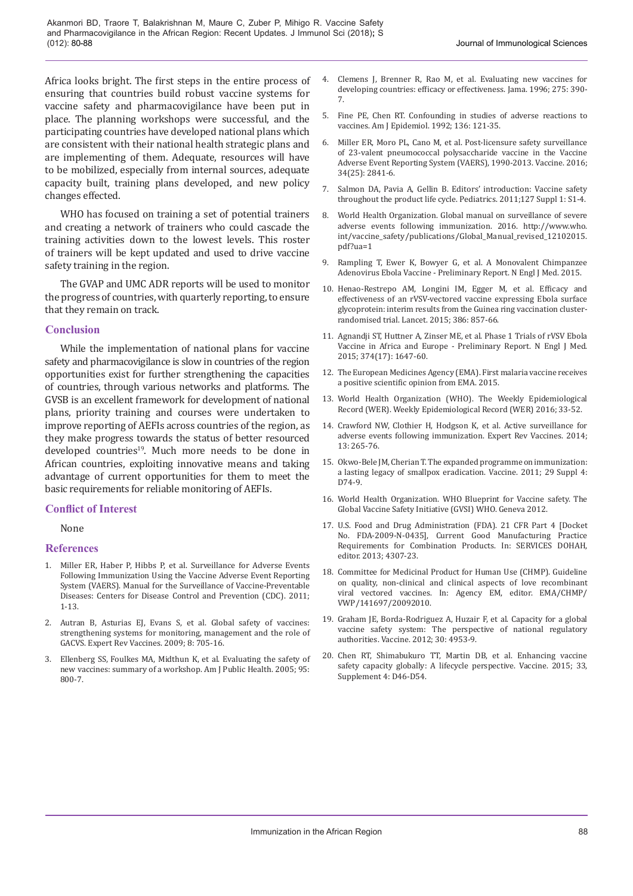Africa looks bright. The first steps in the entire process of ensuring that countries build robust vaccine systems for vaccine safety and pharmacovigilance have been put in place. The planning workshops were successful, and the participating countries have developed national plans which are consistent with their national health strategic plans and are implementing of them. Adequate, resources will have to be mobilized, especially from internal sources, adequate capacity built, training plans developed, and new policy changes effected.

WHO has focused on training a set of potential trainers and creating a network of trainers who could cascade the training activities down to the lowest levels. This roster of trainers will be kept updated and used to drive vaccine safety training in the region.

The GVAP and UMC ADR reports will be used to monitor the progress of countries, with quarterly reporting, to ensure that they remain on track.

## Conclusion

While the implementation of national plans for vaccine safety and pharmacovigilance is slow in countries of the region opportunities exist for further strengthening the capacities of countries, through various networks and platforms. The GVSB is an excellent framework for development of national plans, priority training and courses were undertaken to improve reporting of AEFIs across countries of the region, as they make progress towards the status of better resourced developed countries[19]. Much more needs to be done in African countries, exploiting innovative means and taking advantage of current opportunities for them to meet the basic requirements for reliable monitoring of AEFIs.

## Conflict of Interest

None

## References

1. Miller ER, Haber P, Hibbs P, et al. Surveillance for Adverse Events Following Immunization Using the Vaccine Adverse Event Reporting System (VAERS). Manual for the Surveillance of Vaccine-Preventable Diseases: Centers for Disease Control and Prevention (CDC). 2011; 1-13.
2. Autran B, Asturias EJ, Evans S, et al. Global safety of vaccines: strengthening systems for monitoring, management and the role of GACVS. Expert Rev Vaccines. 2009; 8: 705-16.
3. Ellenberg SS, Foulkes MA, Midthun K, et al. Evaluating the safety of new vaccines: summary of a workshop. Am J Public Health. 2005; 95: 800-7.
4. Clemens J, Brenner R, Rao M, et al. Evaluating new vaccines for developing countries: efficacy or effectiveness. Jama. 1996; 275: 390-7.
5. Fine PE, Chen RT. Confounding in studies of adverse reactions to vaccines. Am J Epidemiol. 1992; 136: 121-35.
6. Miller ER, Moro PL, Cano M, et al. Post-licensure safety surveillance of 23-valent pneumococcal polysaccharide vaccine in the Vaccine Adverse Event Reporting System (VAERS), 1990-2013. Vaccine. 2016; 34(25): 2841-6.
7. Salmon DA, Pavia A, Gellin B. Editors' introduction: Vaccine safety throughout the product life cycle. Pediatrics. 2011;127 Suppl 1: S1-4.
8. World Health Organization. Global manual on surveillance of severe adverse events following immunization. 2016. http://www.who.int/vaccine_safety/publications/Global_Manual_revised_12102015.pdf?ua=1
9. Rampling T, Ewer K, Bowyer G, et al. A Monovalent Chimpanzee Adenovirus Ebola Vaccine - Preliminary Report. N Engl J Med. 2015.
10. Henao-Restrepo AM, Longini IM, Egger M, et al. Efficacy and effectiveness of an rVSV-vectored vaccine expressing Ebola surface glycoprotein: interim results from the Guinea ring vaccination cluster-randomised trial. Lancet. 2015; 386: 857-66.
11. Agnandji ST, Huttner A, Zinser ME, et al. Phase 1 Trials of rVSV Ebola Vaccine in Africa and Europe - Preliminary Report. N Engl J Med. 2015; 374(17): 1647-60.
12. The European Medicines Agency (EMA). First malaria vaccine receives a positive scientific opinion from EMA. 2015.
13. World Health Organization (WHO). The Weekly Epidemiological Record (WER). Weekly Epidemiological Record (WER) 2016; 33-52.
14. Crawford NW, Clothier H, Hodgson K, et al. Active surveillance for adverse events following immunization. Expert Rev Vaccines. 2014; 13: 265-76.
15. Okwo-Bele JM, Cherian T. The expanded programme on immunization: a lasting legacy of smallpox eradication. Vaccine. 2011; 29 Suppl 4: D74-9.
16. World Health Organization. WHO Blueprint for Vaccine safety. The Global Vaccine Safety Initiative (GVSI) WHO. Geneva 2012.
17. U.S. Food and Drug Administration (FDA). 21 CFR Part 4 [Docket No. FDA-2009-N-0435], Current Good Manufacturing Practice Requirements for Combination Products. In: SERVICES DOHAH, editor. 2013; 4307-23.
18. Committee for Medicinal Product for Human Use (CHMP). Guideline on quality, non-clinical and clinical aspects of love recombinant viral vectored vaccines. In: Agency EM, editor. EMA/CHMP/VWP/141697/20092010.
19. Graham JE, Borda-Rodriguez A, Huzair F, et al. Capacity for a global vaccine safety system: The perspective of national regulatory authorities. Vaccine. 2012; 30: 4953-9.
20. Chen RT, Shimabukuro TT, Martin DB, et al. Enhancing vaccine safety capacity globally: A lifecycle perspective. Vaccine. 2015; 33, Supplement 4: D46-D54.